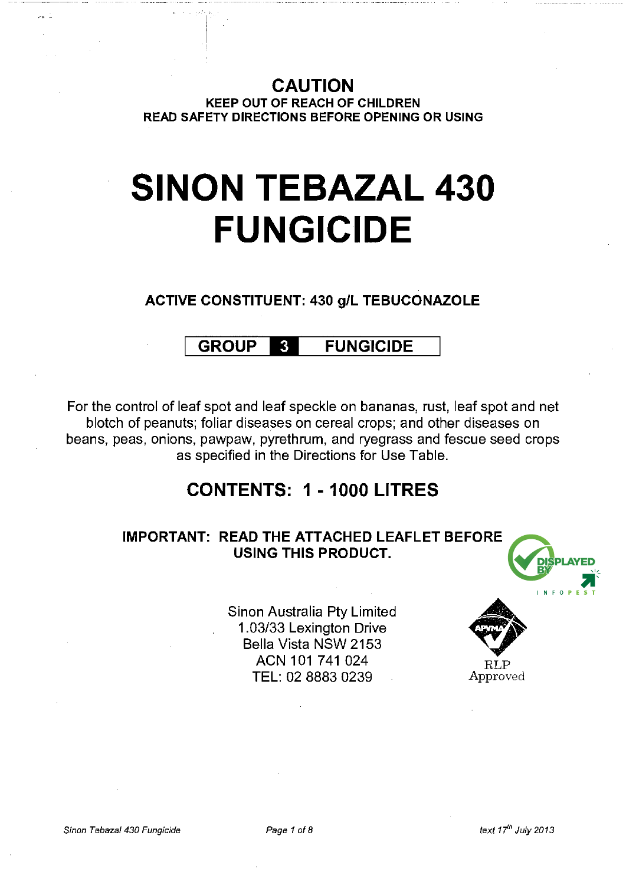**CAUTION**

**KEEP OUT OF REACH OF CHILDREN**

**READ SAFETY DIRECTIONS BEFORE OPENING OR USING**

# SINON TEBAZAL 430 FUNGICIDE

**ACTIVE CONSTITUENT: 430 g/L TEBUCONAZOLE**

| GROUP | 3 | FUNGICIDE |
|---|---|---|

For the control of leaf spot and leaf speckle on bananas, rust, leaf spot and net blotch of peanuts; foliar diseases on cereal crops; and other diseases on beans, peas, onions, pawpaw, pyrethrum, and ryegrass and fescue seed crops as specified in the Directions for Use Table.

## CONTENTS: 1 - 1000 LITRES

**IMPORTANT: READ THE ATTACHED LEAFLET BEFORE USING THIS PRODUCT.**

DISPLAYED BY INFOPEST

Sinon Australia Pty Limited
1.03/33 Lexington Drive
Bella Vista NSW 2153
ACN 101 741 024
TEL: 02 8883 0239

RLP Approved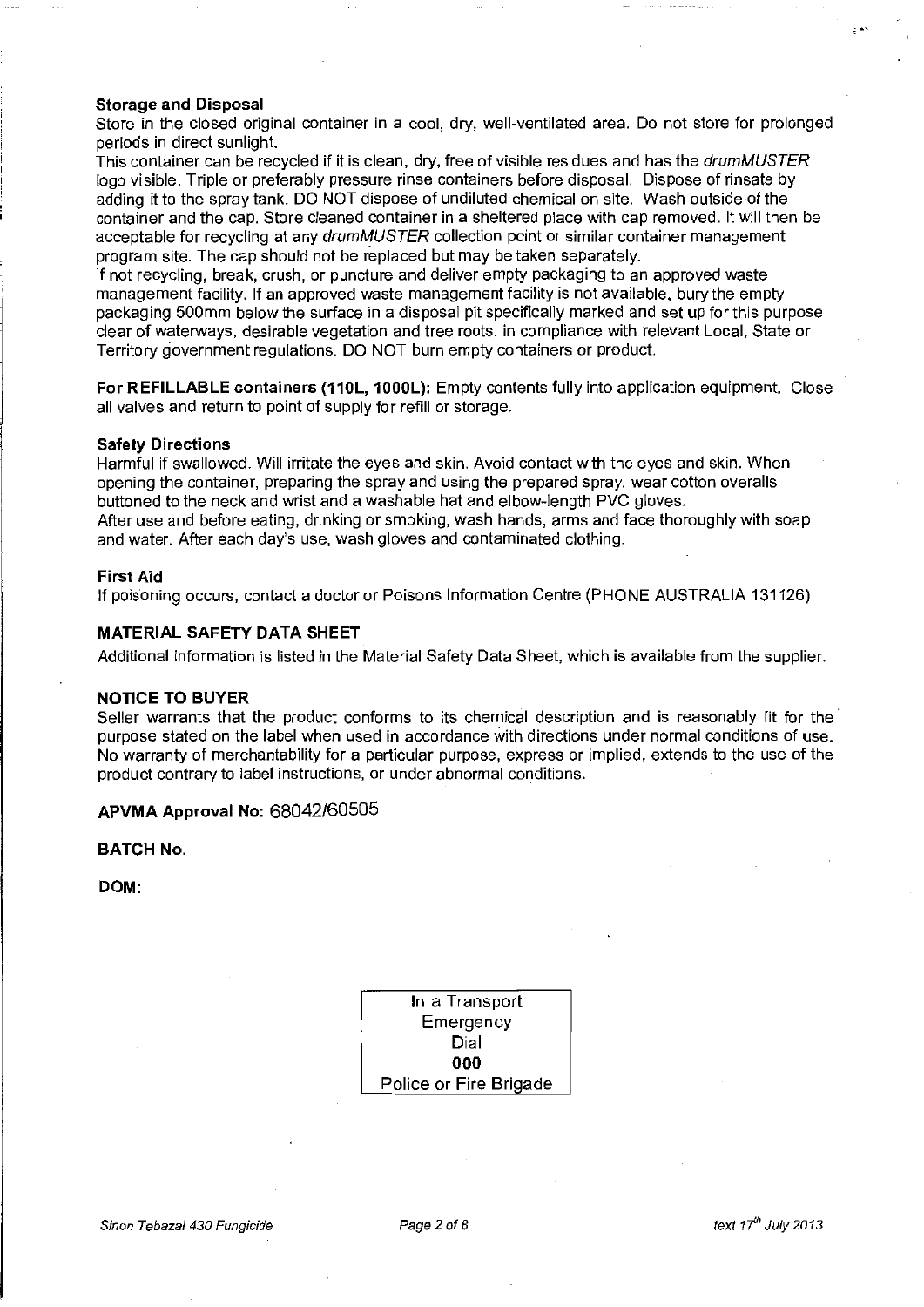**Storage and Disposal**

Store in the closed original container in a cool, dry, well-ventilated area. Do not store for prolonged periods in direct sunlight.

This container can be recycled if it is clean, dry, free of visible residues and has the *drumMUSTER* logo visible. Triple or preferably pressure rinse containers before disposal. Dispose of rinsate by adding it to the spray tank. DO NOT dispose of undiluted chemical on site. Wash outside of the container and the cap. Store cleaned container in a sheltered place with cap removed. It will then be acceptable for recycling at any *drumMUSTER* collection point or similar container management program site. The cap should not be replaced but may be taken separately.

If not recycling, break, crush, or puncture and deliver empty packaging to an approved waste management facility. If an approved waste management facility is not available, bury the empty packaging 500mm below the surface in a disposal pit specifically marked and set up for this purpose clear of waterways, desirable vegetation and tree roots, in compliance with relevant Local, State or Territory government regulations. DO NOT burn empty containers or product.

**For REFILLABLE containers (110L, 1000L):** Empty contents fully into application equipment. Close all valves and return to point of supply for refill or storage.

**Safety Directions**

Harmful if swallowed. Will irritate the eyes and skin. Avoid contact with the eyes and skin. When opening the container, preparing the spray and using the prepared spray, wear cotton overalls buttoned to the neck and wrist and a washable hat and elbow-length PVC gloves.

After use and before eating, drinking or smoking, wash hands, arms and face thoroughly with soap and water. After each day's use, wash gloves and contaminated clothing.

**First Aid**

If poisoning occurs, contact a doctor or Poisons Information Centre (PHONE AUSTRALIA 131126)

**MATERIAL SAFETY DATA SHEET**

Additional information is listed in the Material Safety Data Sheet, which is available from the supplier.

**NOTICE TO BUYER**

Seller warrants that the product conforms to its chemical description and is reasonably fit for the purpose stated on the label when used in accordance with directions under normal conditions of use. No warranty of merchantability for a particular purpose, express or implied, extends to the use of the product contrary to label instructions, or under abnormal conditions.

**APVMA Approval No:** 68042/60505

**BATCH No.**

**DOM:**

| In a Transport Emergency Dial **000** Police or Fire Brigade |
|---|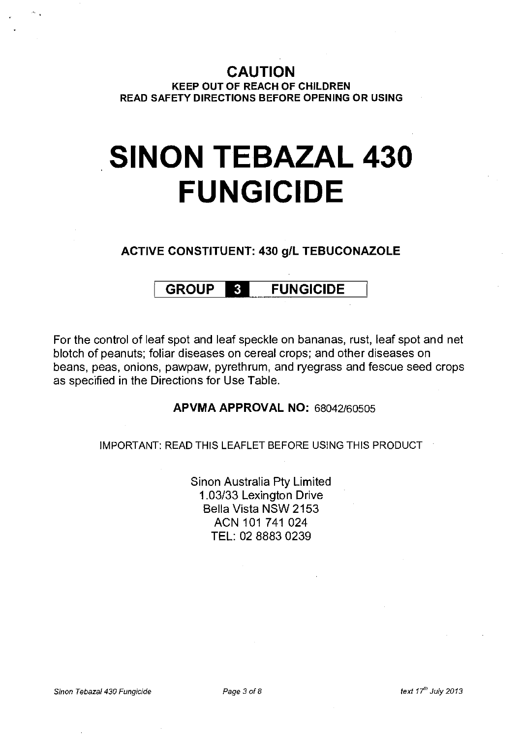**CAUTION**

**KEEP OUT OF REACH OF CHILDREN**
**READ SAFETY DIRECTIONS BEFORE OPENING OR USING**

# SINON TEBAZAL 430 FUNGICIDE

**ACTIVE CONSTITUENT: 430 g/L TEBUCONAZOLE**

**GROUP 3 FUNGICIDE**

For the control of leaf spot and leaf speckle on bananas, rust, leaf spot and net blotch of peanuts; foliar diseases on cereal crops; and other diseases on beans, peas, onions, pawpaw, pyrethrum, and ryegrass and fescue seed crops as specified in the Directions for Use Table.

**APVMA APPROVAL NO:** 68042/60505

IMPORTANT: READ THIS LEAFLET BEFORE USING THIS PRODUCT

Sinon Australia Pty Limited
1.03/33 Lexington Drive
Bella Vista NSW 2153
ACN 101 741 024
TEL: 02 8883 0239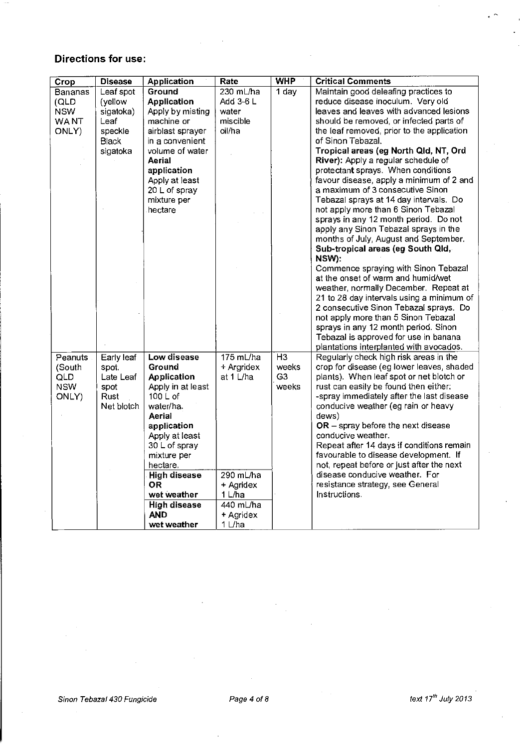## Directions for use:

| Crop | Disease | Application | Rate | WHP | Critical Comments |
|---|---|---|---|---|---|
| Bananas (QLD NSW WA NT ONLY) | Leaf spot (yellow sigatoka) Leaf speckle Black sigatoka | **Ground Application** Apply by misting machine or airblast sprayer in a convenient volume of water **Aerial application** Apply at least 20 L of spray mixture per hectare | 230 mL/ha Add 3-6 L water miscible oil/ha | 1 day | Maintain good deleafing practices to reduce disease inoculum. Very old leaves and leaves with advanced lesions should be removed, or infected parts of the leaf removed, prior to the application of Sinon Tebazal. **Tropical areas (eg North Qld, NT, Ord River):** Apply a regular schedule of protectant sprays. When conditions favour disease, apply a minimum of 2 and a maximum of 3 consecutive Sinon Tebazal sprays at 14 day intervals. Do not apply more than 6 Sinon Tebazal sprays in any 12 month period. Do not apply any Sinon Tebazal sprays in the months of July, August and September. **Sub-tropical areas (eg South Qld, NSW):** Commence spraying with Sinon Tebazal at the onset of warm and humid/wet weather, normally December. Repeat at 21 to 28 day intervals using a minimum of 2 consecutive Sinon Tebazal sprays. Do not apply more than 5 Sinon Tebazal sprays in any 12 month period. Sinon Tebazal is approved for use in banana plantations interplanted with avocados. |
| Peanuts (South QLD NSW ONLY) | Early leaf spot. Late Leaf spot Rust Net blotch | **Low disease Ground Application** Apply in at least 100 L of water/ha. **Aerial application** Apply at least 30 L of spray mixture per hectare. | 175 mL/ha + Argridex at 1 L/ha | H3 weeks G3 weeks | Regularly check high risk areas in the crop for disease (eg lower leaves, shaded plants). When leaf spot or net blotch or rust can easily be found then either: -spray immediately after the last disease conducive weather (eg rain or heavy dews) **OR** – spray before the next disease conducive weather. Repeat after 14 days if conditions remain favourable to disease development. If not, repeat before or just after the next disease conducive weather. For resistance strategy, see General Instructions. |
| | | **High disease OR wet weather** | 290 mL/ha + Agridex 1 L/ha | | |
| | | **High disease AND wet weather** | 440 mL/ha + Agridex 1 L/ha | | |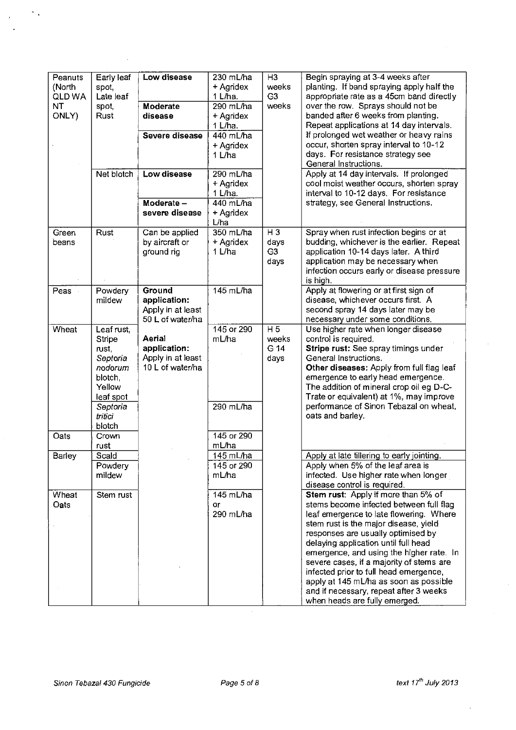| Peanuts (North QLD WA NT ONLY) | Early leaf spot, Late leaf spot, Rust | **Low disease** | 230 mL/ha + Agridex 1 L/ha. | H3 weeks G3 weeks | Begin spraying at 3-4 weeks after planting. If band spraying apply half the appropriate rate as a 45cm band directly over the row. Sprays should not be banded after 6 weeks from planting. Repeat applications at 14 day intervals. If prolonged wet weather or heavy rains occur, shorten spray interval to 10-12 days. For resistance strategy see General Instructions. |
|---|---|---|---|---|---|
| | | **Moderate disease** | 290 mL/ha + Agridex 1 L/ha. | | |
| | | **Severe disease** | 440 mL/ha + Agridex 1 L/ha | | |
| | Net blotch | **Low disease** | 290 mL/ha + Agridex 1 L/ha. | | Apply at 14 day intervals. If prolonged cool moist weather occurs, shorten spray interval to 10-12 days. For resistance strategy, see General Instructions. |
| | | **Moderate – severe disease** | 440 mL/ha + Agridex L/ha | | |
| Green beans | Rust | Can be applied by aircraft or ground rig | 350 mL/ha + Agridex 1 L/ha | H 3 days G3 days | Spray when rust infection begins or at budding, whichever is the earlier. Repeat application 10-14 days later. A third application may be necessary when infection occurs early or disease pressure is high. |
| Peas | Powdery mildew | **Ground application:** Apply in at least 50 L of water/ha | 145 mL/ha | | Apply at flowering or at first sign of disease, whichever occurs first. A second spray 14 days later may be necessary under some conditions. |
| Wheat | Leaf rust, Stripe rust, *Septoria nodorum* blotch, Yellow leaf spot | **Aerial application:** Apply in at least 10 L of water/ha | 145 or 290 mL/ha | H 5 weeks G 14 days | Use higher rate when longer disease control is required. **Stripe rust:** See spray timings under General Instructions. **Other diseases:** Apply from full flag leaf emergence to early head emergence. The addition of mineral crop oil eg D-C-Trate or equivalent) at 1%, may improve performance of Sinon Tebazal on wheat, oats and barley. |
| | *Septoria tritici* blotch | | 290 mL/ha | | |
| Oats | Crown rust | | 145 or 290 mL/ha | | |
| Barley | Scald | | 145 mL/ha | | Apply at late tillering to early jointing. |
| | Powdery mildew | | 145 or 290 mL/ha | | Apply when 5% of the leaf area is infected. Use higher rate when longer disease control is required. |
| Wheat Oats | Stem rust | | 145 mL/ha or 290 mL/ha | | **Stem rust:** Apply if more than 5% of stems become infected between full flag leaf emergence to late flowering. Where stem rust is the major disease, yield responses are usually optimised by delaying application until full head emergence, and using the higher rate. In severe cases, if a majority of stems are infected prior to full head emergence, apply at 145 mL/ha as soon as possible and if necessary, repeat after 3 weeks when heads are fully emerged. |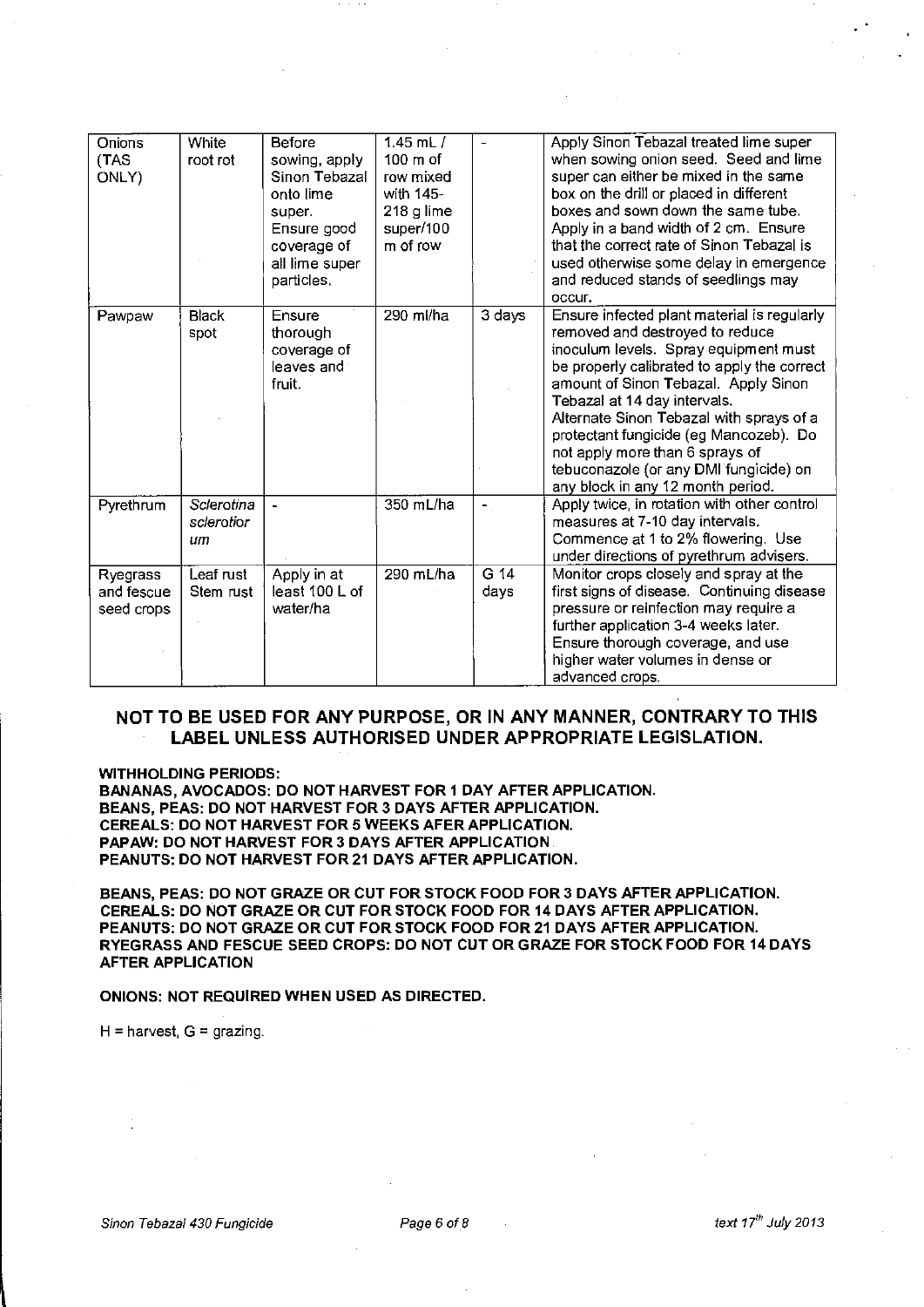| Onions (TAS ONLY) | White root rot | Before sowing, apply Sinon Tebazal onto lime super. Ensure good coverage of all lime super particles. | 1.45 mL / 100 m of row mixed with 145-218 g lime super/100 m of row | - | Apply Sinon Tebazal treated lime super when sowing onion seed. Seed and lime super can either be mixed in the same box on the drill or placed in different boxes and sown down the same tube. Apply in a band width of 2 cm. Ensure that the correct rate of Sinon Tebazal is used otherwise some delay in emergence and reduced stands of seedlings may occur. |
|---|---|---|---|---|---|
| Pawpaw | Black spot | Ensure thorough coverage of leaves and fruit. | 290 ml/ha | 3 days | Ensure infected plant material is regularly removed and destroyed to reduce inoculum levels. Spray equipment must be properly calibrated to apply the correct amount of Sinon Tebazal. Apply Sinon Tebazal at 14 day intervals. Alternate Sinon Tebazal with sprays of a protectant fungicide (eg Mancozeb). Do not apply more than 6 sprays of tebuconazole (or any DMI fungicide) on any block in any 12 month period. |
| Pyrethrum | *Sclerotina sclerotiorum* | - | 350 mL/ha | - | Apply twice, in rotation with other control measures at 7-10 day intervals. Commence at 1 to 2% flowering. Use under directions of pyrethrum advisers. |
| Ryegrass and fescue seed crops | Leaf rust Stem rust | Apply in at least 100 L of water/ha | 290 mL/ha | G 14 days | Monitor crops closely and spray at the first signs of disease. Continuing disease pressure or reinfection may require a further application 3-4 weeks later. Ensure thorough coverage, and use higher water volumes in dense or advanced crops. |

## NOT TO BE USED FOR ANY PURPOSE, OR IN ANY MANNER, CONTRARY TO THIS LABEL UNLESS AUTHORISED UNDER APPROPRIATE LEGISLATION.

**WITHHOLDING PERIODS:**
**BANANAS, AVOCADOS: DO NOT HARVEST FOR 1 DAY AFTER APPLICATION.**
**BEANS, PEAS: DO NOT HARVEST FOR 3 DAYS AFTER APPLICATION.**
**CEREALS: DO NOT HARVEST FOR 5 WEEKS AFER APPLICATION.**
**PAPAW: DO NOT HARVEST FOR 3 DAYS AFTER APPLICATION**
**PEANUTS: DO NOT HARVEST FOR 21 DAYS AFTER APPLICATION.**

**BEANS, PEAS: DO NOT GRAZE OR CUT FOR STOCK FOOD FOR 3 DAYS AFTER APPLICATION.**
**CEREALS: DO NOT GRAZE OR CUT FOR STOCK FOOD FOR 14 DAYS AFTER APPLICATION.**
**PEANUTS: DO NOT GRAZE OR CUT FOR STOCK FOOD FOR 21 DAYS AFTER APPLICATION.**
**RYEGRASS AND FESCUE SEED CROPS: DO NOT CUT OR GRAZE FOR STOCK FOOD FOR 14 DAYS AFTER APPLICATION**

**ONIONS: NOT REQUIRED WHEN USED AS DIRECTED.**

H = harvest, G = grazing.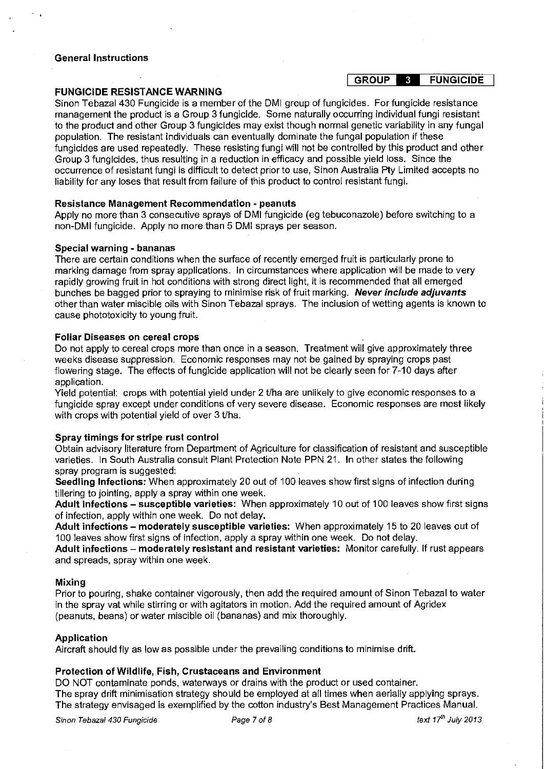**General Instructions**

**GROUP 3 FUNGICIDE**

## FUNGICIDE RESISTANCE WARNING

Sinon Tebazal 430 Fungicide is a member of the DMI group of fungicides. For fungicide resistance management the product is a Group 3 fungicide. Some naturally occurring individual fungi resistant to the product and other Group 3 fungicides may exist though normal genetic variability in any fungal population. The resistant individuals can eventually dominate the fungal population if these fungicides are used repeatedly. These resisting fungi will not be controlled by this product and other Group 3 fungicides, thus resulting in a reduction in efficacy and possible yield loss. Since the occurrence of resistant fungi is difficult to detect prior to use, Sinon Australia Pty Limited accepts no liability for any loses that result from failure of this product to control resistant fungi.

### Resistance Management Recommendation - peanuts

Apply no more than 3 consecutive sprays of DMI fungicide (eg tebuconazole) before switching to a non-DMI fungicide. Apply no more than 5 DMI sprays per season.

### Special warning - bananas

There are certain conditions when the surface of recently emerged fruit is particularly prone to marking damage from spray applications. In circumstances where application will be made to very rapidly growing fruit in hot conditions with strong direct light, it is recommended that all emerged bunches be bagged prior to spraying to minimise risk of fruit marking. ***Never include adjuvants*** other than water miscible oils with Sinon Tebazal sprays. The inclusion of wetting agents is known to cause phototoxicity to young fruit.

### Foliar Diseases on cereal crops

Do not apply to cereal crops more than once in a season. Treatment will give approximately three weeks disease suppression. Economic responses may not be gained by spraying crops past flowering stage. The effects of fungicide application will not be clearly seen for 7-10 days after application.

Yield potential: crops with potential yield under 2 t/ha are unlikely to give economic responses to a fungicide spray except under conditions of very severe disease. Economic responses are most likely with crops with potential yield of over 3 t/ha.

### Spray timings for stripe rust control

Obtain advisory literature from Department of Agriculture for classification of resistant and susceptible varieties. In South Australia consult Plant Protection Note PPN 21. In other states the following spray program is suggested:

**Seedling Infections:** When approximately 20 out of 100 leaves show first signs of infection during tillering to jointing, apply a spray within one week.

**Adult Infections – susceptible varieties:** When approximately 10 out of 100 leaves show first signs of infection, apply within one week. Do not delay.

**Adult infections – moderately susceptible varieties:** When approximately 15 to 20 leaves out of 100 leaves show first signs of infection, apply a spray within one week. Do not delay.

**Adult infections – moderately resistant and resistant varieties:** Monitor carefully. If rust appears and spreads, spray within one week.

### Mixing

Prior to pouring, shake container vigorously, then add the required amount of Sinon Tebazal to water in the spray vat while stirring or with agitators in motion. Add the required amount of Agridex (peanuts, beans) or water miscible oil (bananas) and mix thoroughly.

### Application

Aircraft should fly as low as possible under the prevailing conditions to minimise drift.

### Protection of Wildlife, Fish, Crustaceans and Environment

DO NOT contaminate ponds, waterways or drains with the product or used container.

The spray drift minimisation strategy should be employed at all times when aerially applying sprays. The strategy envisaged is exemplified by the cotton industry's Best Management Practices Manual.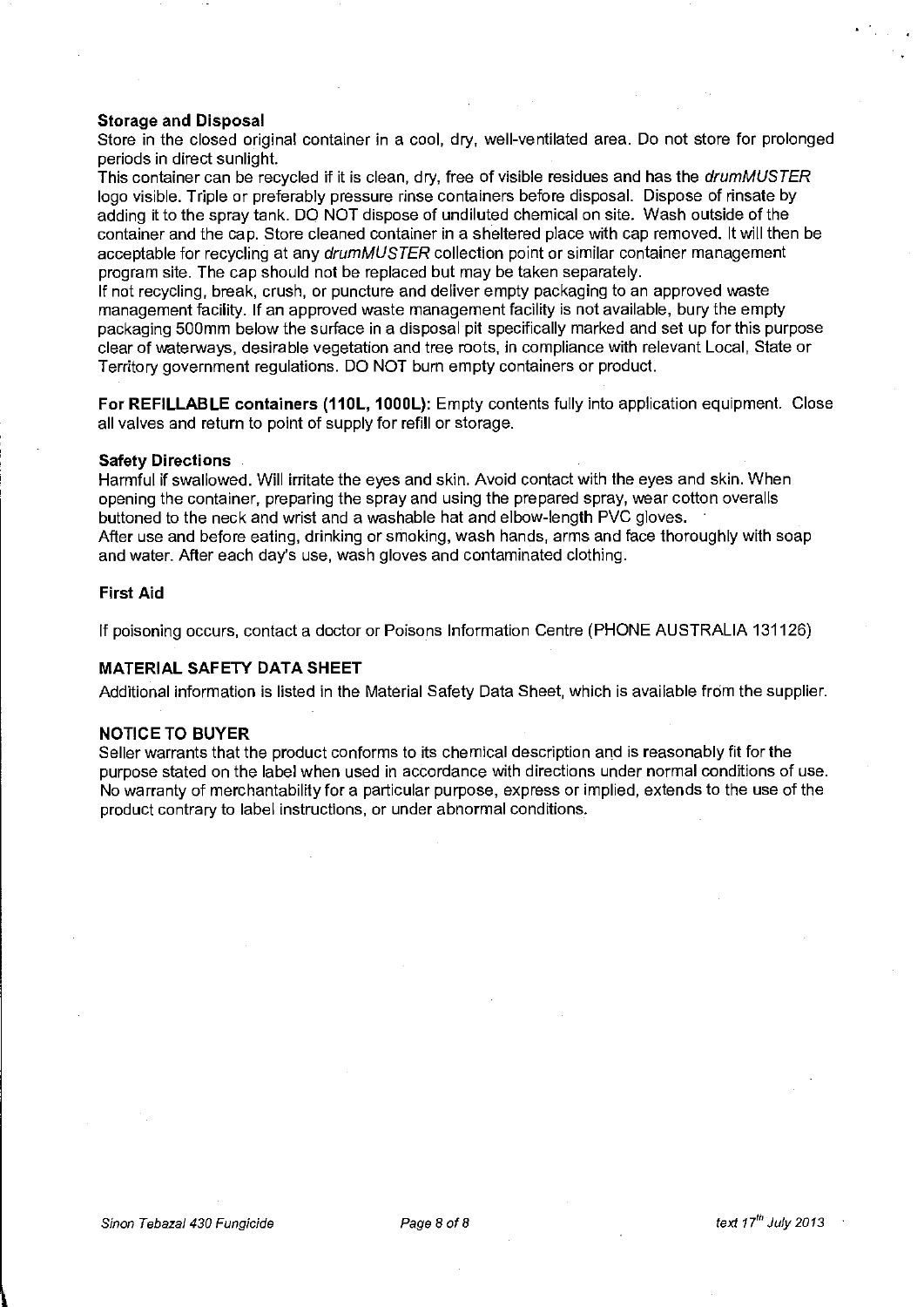### Storage and Disposal

Store in the closed original container in a cool, dry, well-ventilated area. Do not store for prolonged periods in direct sunlight.

This container can be recycled if it is clean, dry, free of visible residues and has the *drumMUSTER* logo visible. Triple or preferably pressure rinse containers before disposal. Dispose of rinsate by adding it to the spray tank. DO NOT dispose of undiluted chemical on site. Wash outside of the container and the cap. Store cleaned container in a sheltered place with cap removed. It will then be acceptable for recycling at any *drumMUSTER* collection point or similar container management program site. The cap should not be replaced but may be taken separately.

If not recycling, break, crush, or puncture and deliver empty packaging to an approved waste management facility. If an approved waste management facility is not available, bury the empty packaging 500mm below the surface in a disposal pit specifically marked and set up for this purpose clear of waterways, desirable vegetation and tree roots, in compliance with relevant Local, State or Territory government regulations. DO NOT burn empty containers or product.

**For REFILLABLE containers (110L, 1000L):** Empty contents fully into application equipment. Close all valves and return to point of supply for refill or storage.

### Safety Directions

Harmful if swallowed. Will irritate the eyes and skin. Avoid contact with the eyes and skin. When opening the container, preparing the spray and using the prepared spray, wear cotton overalls buttoned to the neck and wrist and a washable hat and elbow-length PVC gloves.

After use and before eating, drinking or smoking, wash hands, arms and face thoroughly with soap and water. After each day's use, wash gloves and contaminated clothing.

### First Aid

If poisoning occurs, contact a doctor or Poisons Information Centre (PHONE AUSTRALIA 131126)

### MATERIAL SAFETY DATA SHEET

Additional information is listed in the Material Safety Data Sheet, which is available from the supplier.

### NOTICE TO BUYER

Seller warrants that the product conforms to its chemical description and is reasonably fit for the purpose stated on the label when used in accordance with directions under normal conditions of use. No warranty of merchantability for a particular purpose, express or implied, extends to the use of the product contrary to label instructions, or under abnormal conditions.